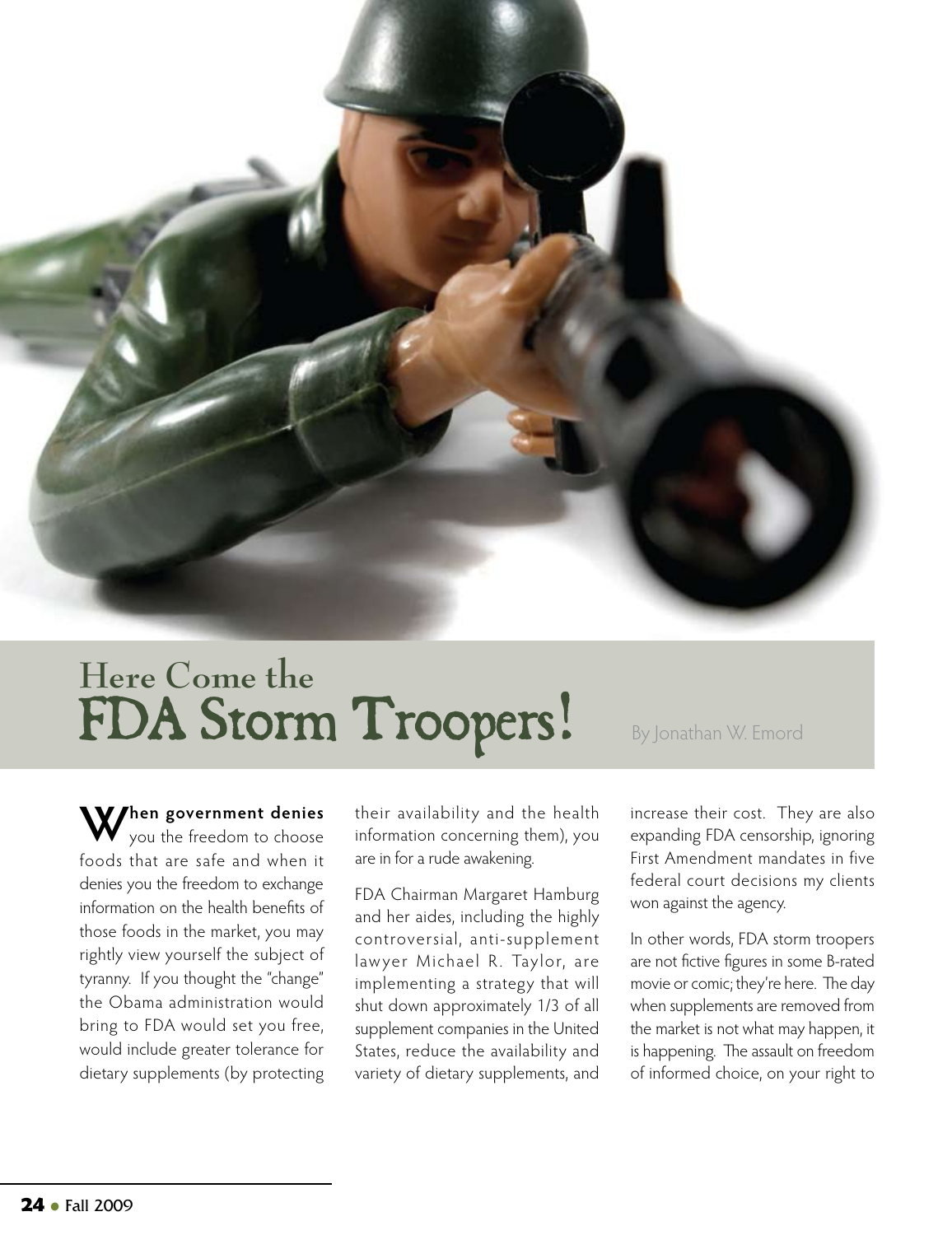# Here Come the FDA Storm Troopers!

By Jonathan W. Emord

**When government denies** you the freedom to choose foods that are safe and when it denies you the freedom to exchange information on the health benefits of those foods in the market, you may rightly view yourself the subject of tyranny. If you thought the "change" the Obama administration would bring to FDA would set you free, would include greater tolerance for dietary supplements (by protecting their availability and the health information concerning them), you are in for a rude awakening.

FDA Chairman Margaret Hamburg and her aides, including the highly controversial, anti-supplement lawyer Michael R. Taylor, are implementing a strategy that will shut down approximately 1/3 of all supplement companies in the United States, reduce the availability and variety of dietary supplements, and increase their cost. They are also expanding FDA censorship, ignoring First Amendment mandates in five federal court decisions my clients won against the agency.

In other words, FDA storm troopers are not fictive figures in some B-rated movie or comic; they're here. The day when supplements are removed from the market is not what may happen, it is happening. The assault on freedom of informed choice, on your right to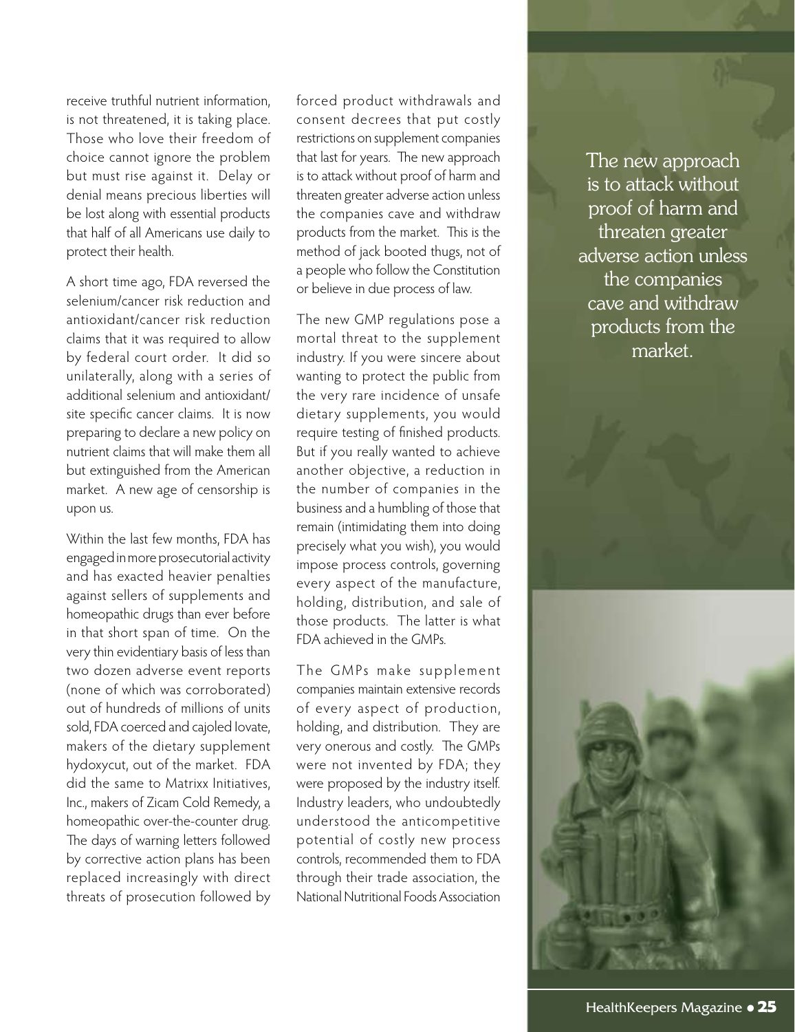receive truthful nutrient information, is not threatened, it is taking place. Those who love their freedom of choice cannot ignore the problem but must rise against it. Delay or denial means precious liberties will be lost along with essential products that half of all Americans use daily to protect their health.

A short time ago, FDA reversed the selenium/cancer risk reduction and antioxidant/cancer risk reduction claims that it was required to allow by federal court order. It did so unilaterally, along with a series of additional selenium and antioxidant/site specific cancer claims. It is now preparing to declare a new policy on nutrient claims that will make them all but extinguished from the American market. A new age of censorship is upon us.

Within the last few months, FDA has engaged in more prosecutorial activity and has exacted heavier penalties against sellers of supplements and homeopathic drugs than ever before in that short span of time. On the very thin evidentiary basis of less than two dozen adverse event reports (none of which was corroborated) out of hundreds of millions of units sold, FDA coerced and cajoled Iovate, makers of the dietary supplement hydoxycut, out of the market. FDA did the same to Matrixx Initiatives, Inc., makers of Zicam Cold Remedy, a homeopathic over-the-counter drug. The days of warning letters followed by corrective action plans has been replaced increasingly with direct threats of prosecution followed by forced product withdrawals and consent decrees that put costly restrictions on supplement companies that last for years. The new approach is to attack without proof of harm and threaten greater adverse action unless the companies cave and withdraw products from the market. This is the method of jack booted thugs, not of a people who follow the Constitution or believe in due process of law.

The new GMP regulations pose a mortal threat to the supplement industry. If you were sincere about wanting to protect the public from the very rare incidence of unsafe dietary supplements, you would require testing of finished products. But if you really wanted to achieve another objective, a reduction in the number of companies in the business and a humbling of those that remain (intimidating them into doing precisely what you wish), you would impose process controls, governing every aspect of the manufacture, holding, distribution, and sale of those products. The latter is what FDA achieved in the GMPs.

The GMPs make supplement companies maintain extensive records of every aspect of production, holding, and distribution. They are very onerous and costly. The GMPs were not invented by FDA; they were proposed by the industry itself. Industry leaders, who undoubtedly understood the anticompetitive potential of costly new process controls, recommended them to FDA through their trade association, the National Nutritional Foods Association

> The new approach is to attack without proof of harm and threaten greater adverse action unless the companies cave and withdraw products from the market.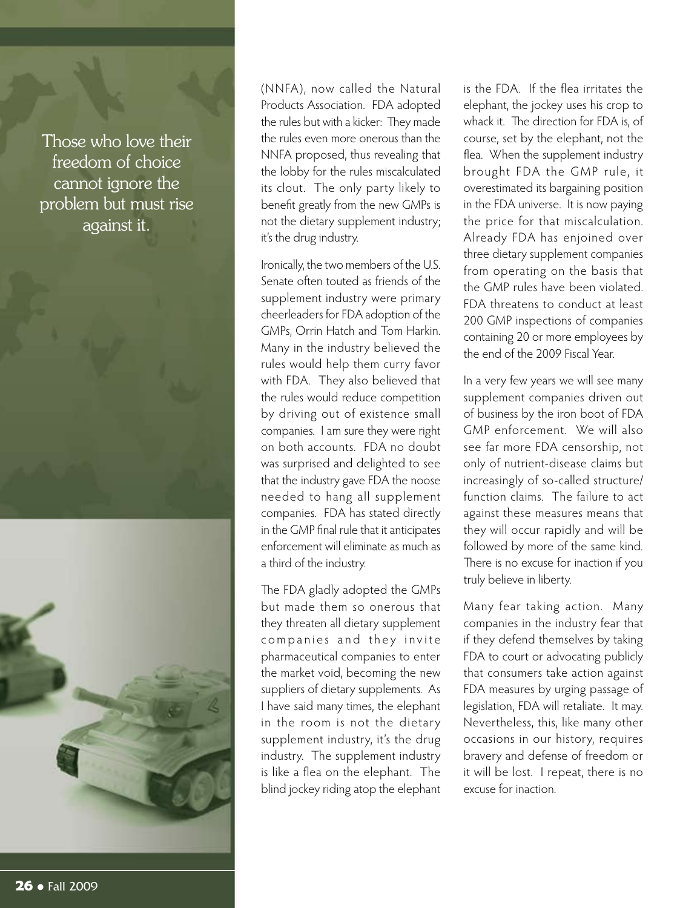> Those who love their freedom of choice cannot ignore the problem but must rise against it.

(NNFA), now called the Natural Products Association. FDA adopted the rules but with a kicker: They made the rules even more onerous than the NNFA proposed, thus revealing that the lobby for the rules miscalculated its clout. The only party likely to benefit greatly from the new GMPs is not the dietary supplement industry; it's the drug industry.

Ironically, the two members of the U.S. Senate often touted as friends of the supplement industry were primary cheerleaders for FDA adoption of the GMPs, Orrin Hatch and Tom Harkin. Many in the industry believed the rules would help them curry favor with FDA. They also believed that the rules would reduce competition by driving out of existence small companies. I am sure they were right on both accounts. FDA no doubt was surprised and delighted to see that the industry gave FDA the noose needed to hang all supplement companies. FDA has stated directly in the GMP final rule that it anticipates enforcement will eliminate as much as a third of the industry.

The FDA gladly adopted the GMPs but made them so onerous that they threaten all dietary supplement companies and they invite pharmaceutical companies to enter the market void, becoming the new suppliers of dietary supplements. As I have said many times, the elephant in the room is not the dietary supplement industry, it's the drug industry. The supplement industry is like a flea on the elephant. The blind jockey riding atop the elephant is the FDA. If the flea irritates the elephant, the jockey uses his crop to whack it. The direction for FDA is, of course, set by the elephant, not the flea. When the supplement industry brought FDA the GMP rule, it overestimated its bargaining position in the FDA universe. It is now paying the price for that miscalculation. Already FDA has enjoined over three dietary supplement companies from operating on the basis that the GMP rules have been violated. FDA threatens to conduct at least 200 GMP inspections of companies containing 20 or more employees by the end of the 2009 Fiscal Year.

In a very few years we will see many supplement companies driven out of business by the iron boot of FDA GMP enforcement. We will also see far more FDA censorship, not only of nutrient-disease claims but increasingly of so-called structure/function claims. The failure to act against these measures means that they will occur rapidly and will be followed by more of the same kind. There is no excuse for inaction if you truly believe in liberty.

Many fear taking action. Many companies in the industry fear that if they defend themselves by taking FDA to court or advocating publicly that consumers take action against FDA measures by urging passage of legislation, FDA will retaliate. It may. Nevertheless, this, like many other occasions in our history, requires bravery and defense of freedom or it will be lost. I repeat, there is no excuse for inaction.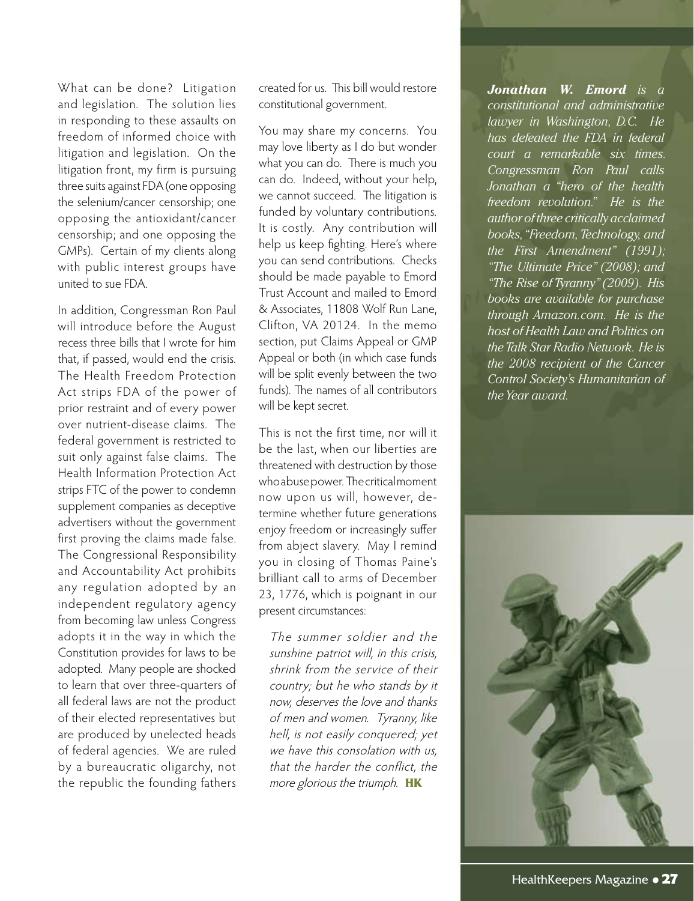What can be done? Litigation and legislation. The solution lies in responding to these assaults on freedom of informed choice with litigation and legislation. On the litigation front, my firm is pursuing three suits against FDA (one opposing the selenium/cancer censorship; one opposing the antioxidant/cancer censorship; and one opposing the GMPs). Certain of my clients along with public interest groups have united to sue FDA.

In addition, Congressman Ron Paul will introduce before the August recess three bills that I wrote for him that, if passed, would end the crisis. The Health Freedom Protection Act strips FDA of the power of prior restraint and of every power over nutrient-disease claims. The federal government is restricted to suit only against false claims. The Health Information Protection Act strips FTC of the power to condemn supplement companies as deceptive advertisers without the government first proving the claims made false. The Congressional Responsibility and Accountability Act prohibits any regulation adopted by an independent regulatory agency from becoming law unless Congress adopts it in the way in which the Constitution provides for laws to be adopted. Many people are shocked to learn that over three-quarters of all federal laws are not the product of their elected representatives but are produced by unelected heads of federal agencies. We are ruled by a bureaucratic oligarchy, not the republic the founding fathers created for us. This bill would restore constitutional government.

You may share my concerns. You may love liberty as I do but wonder what you can do. There is much you can do. Indeed, without your help, we cannot succeed. The litigation is funded by voluntary contributions. It is costly. Any contribution will help us keep fighting. Here's where you can send contributions. Checks should be made payable to Emord Trust Account and mailed to Emord & Associates, 11808 Wolf Run Lane, Clifton, VA 20124. In the memo section, put Claims Appeal or GMP Appeal or both (in which case funds will be split evenly between the two funds). The names of all contributors will be kept secret.

This is not the first time, nor will it be the last, when our liberties are threatened with destruction by those who abuse power. The critical moment now upon us will, however, determine whether future generations enjoy freedom or increasingly suffer from abject slavery. May I remind you in closing of Thomas Paine's brilliant call to arms of December 23, 1776, which is poignant in our present circumstances:

> *The summer soldier and the sunshine patriot will, in this crisis, shrink from the service of their country; but he who stands by it now, deserves the love and thanks of men and women. Tyranny, like hell, is not easily conquered; yet we have this consolation with us, that the harder the conflict, the more glorious the triumph.* **HK**

***Jonathan W. Emord*** *is a constitutional and administrative lawyer in Washington, D.C. He has defeated the FDA in federal court a remarkable six times. Congressman Ron Paul calls Jonathan a "hero of the health freedom revolution." He is the author of three critically acclaimed books, "Freedom, Technology, and the First Amendment" (1991); "The Ultimate Price" (2008); and "The Rise of Tyranny" (2009). His books are available for purchase through Amazon.com. He is the host of Health Law and Politics on the Talk Star Radio Network. He is the 2008 recipient of the Cancer Control Society's Humanitarian of the Year award.*